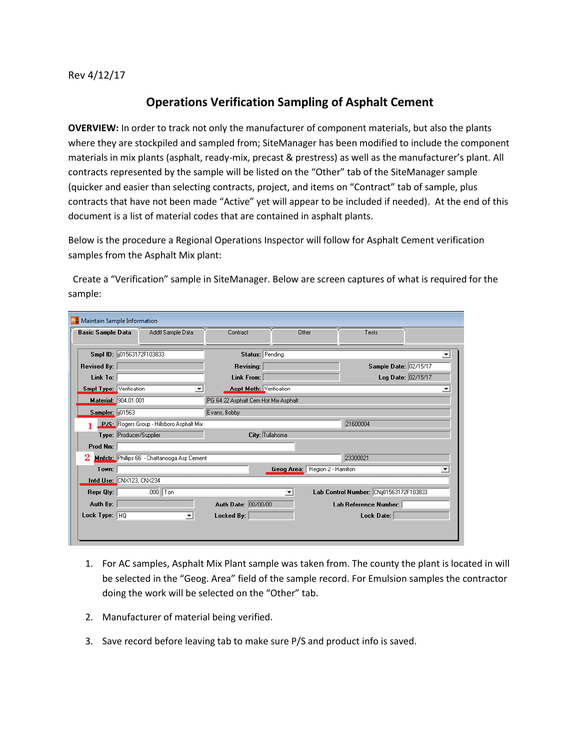Rev 4/12/17

# Operations Verification Sampling of Asphalt Cement

**OVERVIEW:** In order to track not only the manufacturer of component materials, but also the plants where they are stockpiled and sampled from; SiteManager has been modified to include the component materials in mix plants (asphalt, ready-mix, precast & prestress) as well as the manufacturer's plant. All contracts represented by the sample will be listed on the "Other" tab of the SiteManager sample (quicker and easier than selecting contracts, project, and items on "Contract" tab of sample, plus contracts that have not been made "Active" yet will appear to be included if needed). At the end of this document is a list of material codes that are contained in asphalt plants.

Below is the procedure a Regional Operations Inspector will follow for Asphalt Cement verification samples from the Asphalt Mix plant:

Create a "Verification" sample in SiteManager. Below are screen captures of what is required for the sample:

**Maintain Sample Information**

Tabs: Basic Sample Data | Addtl Sample Data | Contract | Other | Tests

| Field | Value | Field | Value | Field | Value |
|---|---|---|---|---|---|
| Smpl ID: | jj01563172F103833 | Status: | Pending | | |
| Revised By: | | Revising: | | Sample Date: | 02/15/17 |
| Link To: | | Link From: | | Log Date: | 02/15/17 |
| Smpl Type: | Verification | Acpt Meth: | Verification | | |
| Material: | 904.01.001 | | PG 64 22 Asphalt Cem Hot Mix Asphalt | | |
| Sampler: | jj01563 | | Evans, Bobby | | |
| 1 P/S: | Rogers Group - Hillsboro Asphalt Mix | | 21600004 | | |
| Type: | Producer/Supplier | City: | Tullahoma | | |
| Prod Nm: | | | | | |
| 2 Mnfctr: | Phillips 66 - Chattanooga Asp Cement | | 23300021 | | |
| Town: | | Geog Area: | Region 2 - Hamilton | | |
| Intd Use: | CNX123, CNX234 | | | | |
| Repr Qty: | .000 Ton | | | Lab Control Number: | CNjj01563172F103833 |
| Auth By: | | Auth Date: | 00/00/00 | Lab Reference Number: | |
| Lock Type: | HQ | Locked By: | | Lock Date: | |

1. For AC samples, Asphalt Mix Plant sample was taken from. The county the plant is located in will be selected in the "Geog. Area" field of the sample record. For Emulsion samples the contractor doing the work will be selected on the "Other" tab.

2. Manufacturer of material being verified.

3. Save record before leaving tab to make sure P/S and product info is saved.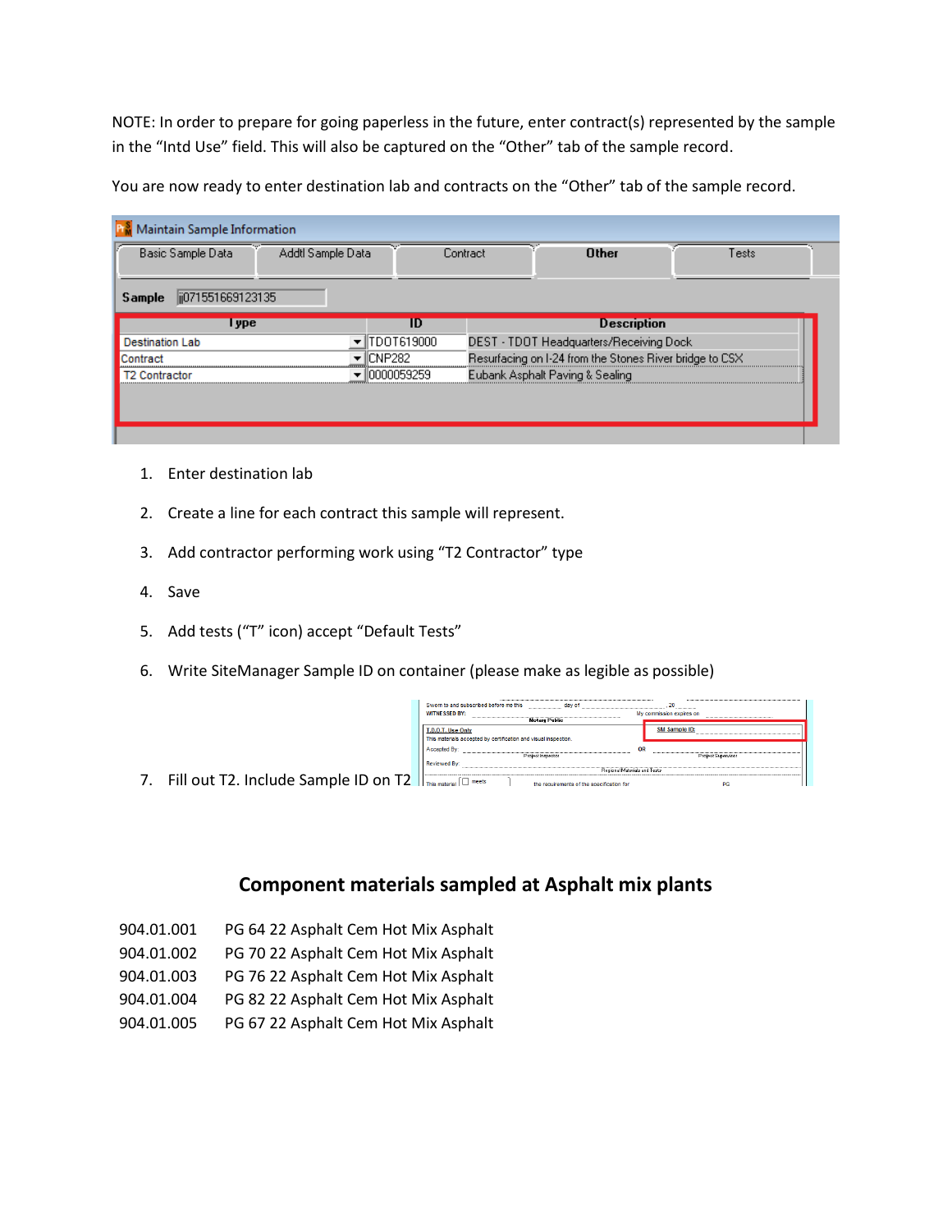NOTE: In order to prepare for going paperless in the future, enter contract(s) represented by the sample in the "Intd Use" field. This will also be captured on the "Other" tab of the sample record.

You are now ready to enter destination lab and contracts on the "Other" tab of the sample record.

Maintain Sample Information

Basic Sample Data | Addtl Sample Data | Contract | Other | Tests

Sample jj071551669123135

| Type | ID | Description |
|---|---|---|
| Destination Lab | TDOT619000 | DEST - TDOT Headquarters/Receiving Dock |
| Contract | CNP282 | Resurfacing on I-24 from the Stones River bridge to CSX |
| T2 Contractor | 0000059259 | Eubank Asphalt Paving & Sealing |

1. Enter destination lab
2. Create a line for each contract this sample will represent.
3. Add contractor performing work using "T2 Contractor" type
4. Save
5. Add tests ("T" icon) accept "Default Tests"
6. Write SiteManager Sample ID on container (please make as legible as possible)
7. Fill out T2. Include Sample ID on T2

## Component materials sampled at Asphalt mix plants

| | |
|---|---|
| 904.01.001 | PG 64 22 Asphalt Cem Hot Mix Asphalt |
| 904.01.002 | PG 70 22 Asphalt Cem Hot Mix Asphalt |
| 904.01.003 | PG 76 22 Asphalt Cem Hot Mix Asphalt |
| 904.01.004 | PG 82 22 Asphalt Cem Hot Mix Asphalt |
| 904.01.005 | PG 67 22 Asphalt Cem Hot Mix Asphalt |